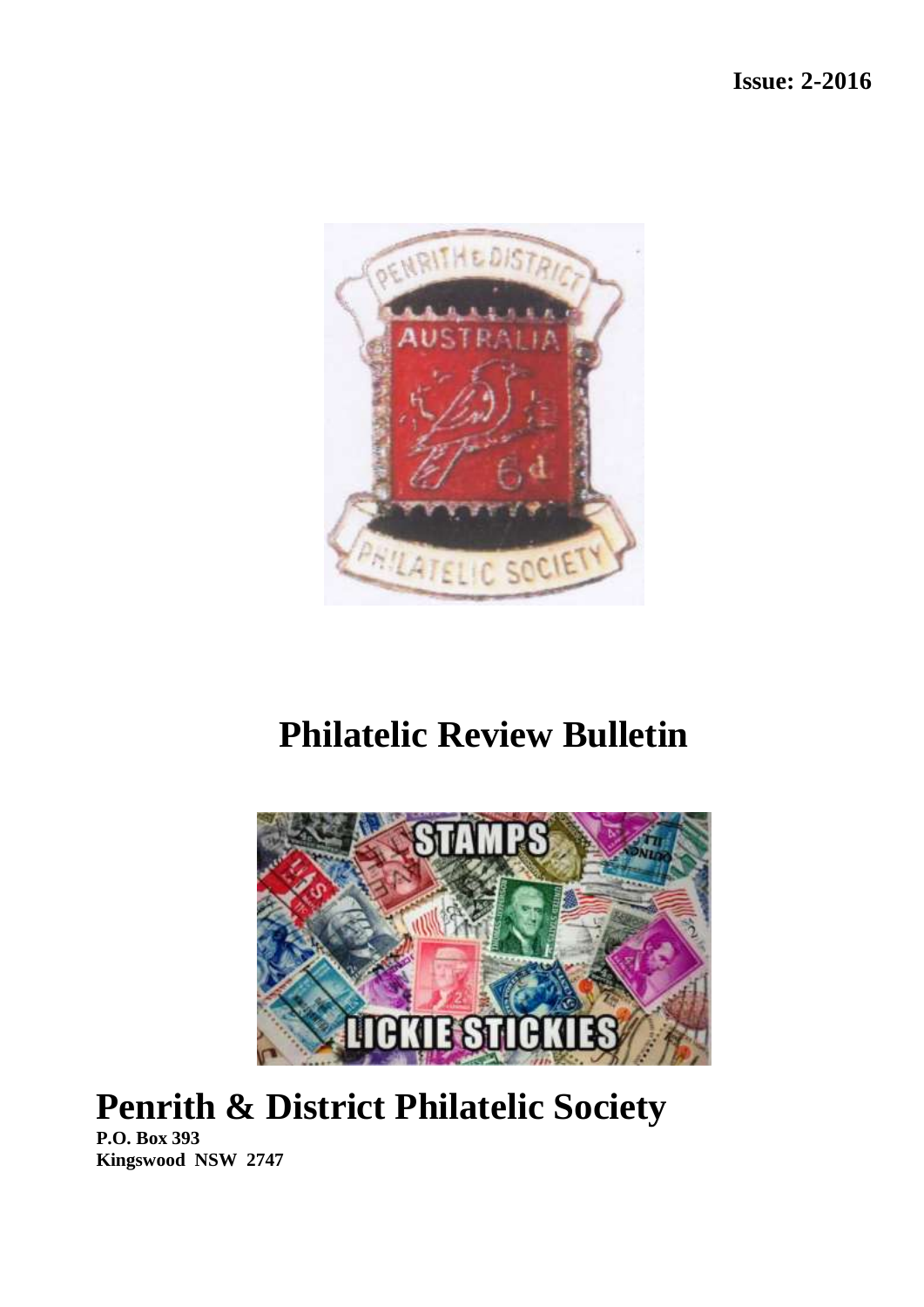**Issue: 2-2016**

# Philatelic Review Bulletin

# Penrith & District Philatelic Society

**P.O. Box 393**
**Kingswood NSW 2747**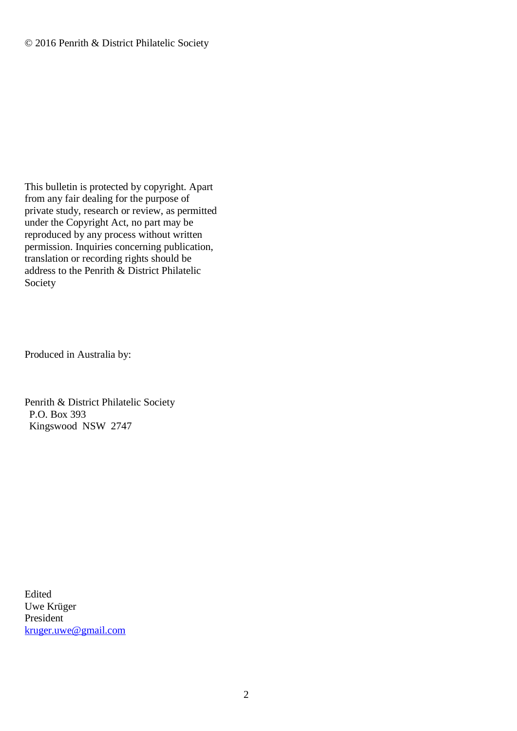© 2016 Penrith & District Philatelic Society

This bulletin is protected by copyright. Apart from any fair dealing for the purpose of private study, research or review, as permitted under the Copyright Act, no part may be reproduced by any process without written permission. Inquiries concerning publication, translation or recording rights should be address to the Penrith & District Philatelic Society

Produced in Australia by:

Penrith & District Philatelic Society  
P.O. Box 393  
Kingswood NSW 2747

Edited  
Uwe Krüger  
President  
kruger.uwe@gmail.com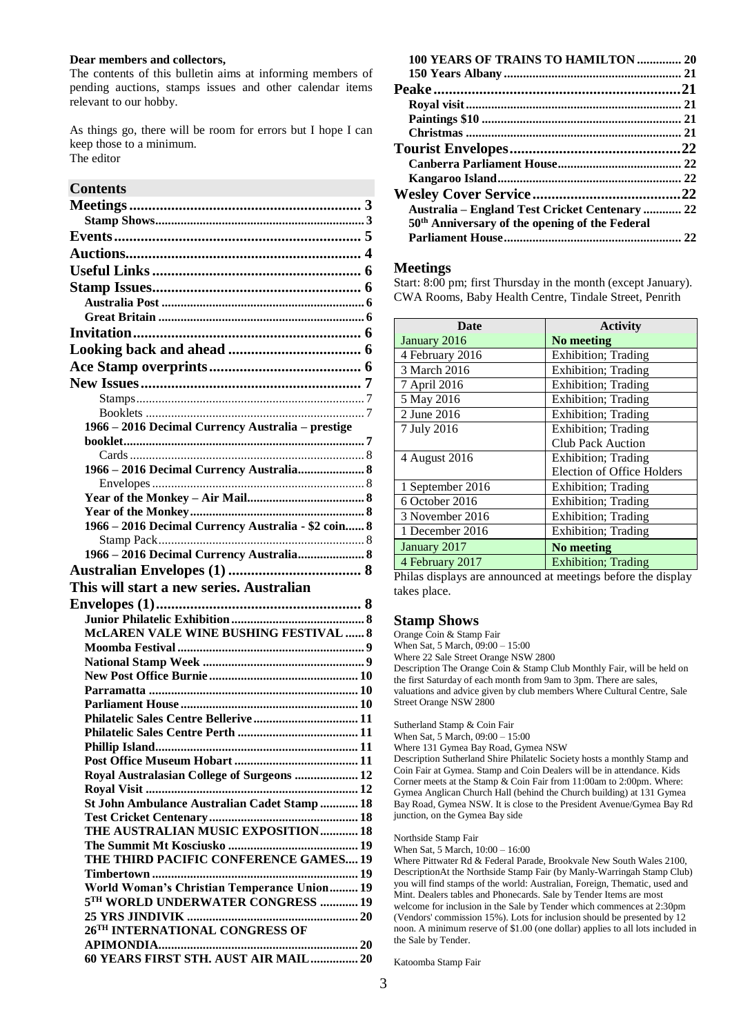**Dear members and collectors,**

The contents of this bulletin aims at informing members of pending auctions, stamps issues and other calendar items relevant to our hobby.

As things go, there will be room for errors but I hope I can keep those to a minimum.
The editor

## Contents

**Meetings** ... 3
- **Stamp Shows** ... 3

**Events** ... 5
**Auctions** ... 4
**Useful Links** ... 6
**Stamp Issues** ... 6
- **Australia Post** ... 6
- **Great Britain** ... 6

**Invitation** ... 6
**Looking back and ahead** ... 6
**Ace Stamp overprints** ... 6
**New Issues** ... 7
- Stamps ... 7
- Booklets ... 7
- **1966 – 2016 Decimal Currency Australia – prestige booklet** ... 7
- Cards ... 8
- **1966 – 2016 Decimal Currency Australia** ... 8
- Envelopes ... 8
- **Year of the Monkey – Air Mail** ... 8
- **Year of the Monkey** ... 8
- **1966 – 2016 Decimal Currency Australia - $2 coin** ... 8
- Stamp Pack ... 8
- **1966 – 2016 Decimal Currency Australia** ... 8

**Australian Envelopes (1)** ... 8
**This will start a new series. Australian Envelopes (1)** ... 8
- **Junior Philatelic Exhibition** ... 8
- **McLAREN VALE WINE BUSHING FESTIVAL** ... 8
- **Moomba Festival** ... 9
- **National Stamp Week** ... 9
- **New Post Office Burnie** ... 10
- **Parramatta** ... 10
- **Parliament House** ... 10
- **Philatelic Sales Centre Bellerive** ... 11
- **Philatelic Sales Centre Perth** ... 11
- **Phillip Island** ... 11
- **Post Office Museum Hobart** ... 11
- **Royal Australasian College of Surgeons** ... 12
- **Royal Visit** ... 12
- **St John Ambulance Australian Cadet Stamp** ... 18
- **Test Cricket Centenary** ... 18
- **THE AUSTRALIAN MUSIC EXPOSITION** ... 18
- **The Summit Mt Kosciusko** ... 19
- **THE THIRD PACIFIC CONFERENCE GAMES** ... 19
- **Timbertown** ... 19
- **World Woman's Christian Temperance Union** ... 19
- **5TH WORLD UNDERWATER CONGRESS** ... 19
- **25 YRS JINDIVIK** ... 20
- **26TH INTERNATIONAL CONGRESS OF APIMONDIA** ... 20
- **60 YEARS FIRST STH. AUST AIR MAIL** ... 20
- **100 YEARS OF TRAINS TO HAMILTON** ... 20
- **150 Years Albany** ... 21

**Peake** ... 21
- **Royal visit** ... 21
- **Paintings $10** ... 21
- **Christmas** ... 21

**Tourist Envelopes** ... 22
- **Canberra Parliament House** ... 22
- **Kangaroo Island** ... 22

**Wesley Cover Service** ... 22
- **Australia – England Test Cricket Centenary** ... 22
- **50th Anniversary of the opening of the Federal Parliament House** ... 22

## Meetings

Start: 8:00 pm; first Thursday in the month (except January).
CWA Rooms, Baby Health Centre, Tindale Street, Penrith

| Date | Activity |
|---|---|
| January 2016 | **No meeting** |
| 4 February 2016 | Exhibition; Trading |
| 3 March 2016 | Exhibition; Trading |
| 7 April 2016 | Exhibition; Trading |
| 5 May 2016 | Exhibition; Trading |
| 2 June 2016 | Exhibition; Trading |
| 7 July 2016 | Exhibition; Trading<br>Club Pack Auction |
| 4 August 2016 | Exhibition; Trading<br>Election of Office Holders |
| 1 September 2016 | Exhibition; Trading |
| 6 October 2016 | Exhibition; Trading |
| 3 November 2016 | Exhibition; Trading |
| 1 December 2016 | Exhibition; Trading |
| January 2017 | **No meeting** |
| 4 February 2017 | Exhibition; Trading |

Philas displays are announced at meetings before the display takes place.

### Stamp Shows

Orange Coin & Stamp Fair
When Sat, 5 March, 09:00 – 15:00
Where 22 Sale Street Orange NSW 2800
Description The Orange Coin & Stamp Club Monthly Fair, will be held on the first Saturday of each month from 9am to 3pm. There are sales, valuations and advice given by club members Where Cultural Centre, Sale Street Orange NSW 2800

Sutherland Stamp & Coin Fair
When Sat, 5 March, 09:00 – 15:00
Where 131 Gymea Bay Road, Gymea NSW
Description Sutherland Shire Philatelic Society hosts a monthly Stamp and Coin Fair at Gymea. Stamp and Coin Dealers will be in attendance. Kids Corner meets at the Stamp & Coin Fair from 11:00am to 2:00pm. Where: Gymea Anglican Church Hall (behind the Church building) at 131 Gymea Bay Road, Gymea NSW. It is close to the President Avenue/Gymea Bay Rd junction, on the Gymea Bay side

Northside Stamp Fair
When Sat, 5 March, 10:00 – 16:00
Where Pittwater Rd & Federal Parade, Brookvale New South Wales 2100, DescriptionAt the Northside Stamp Fair (by Manly-Warringah Stamp Club) you will find stamps of the world: Australian, Foreign, Thematic, used and Mint. Dealers tables and Phonecards. Sale by Tender Items are most welcome for inclusion in the Sale by Tender which commences at 2:30pm (Vendors' commission 15%). Lots for inclusion should be presented by 12 noon. A minimum reserve of $1.00 (one dollar) applies to all lots included in the Sale by Tender.

Katoomba Stamp Fair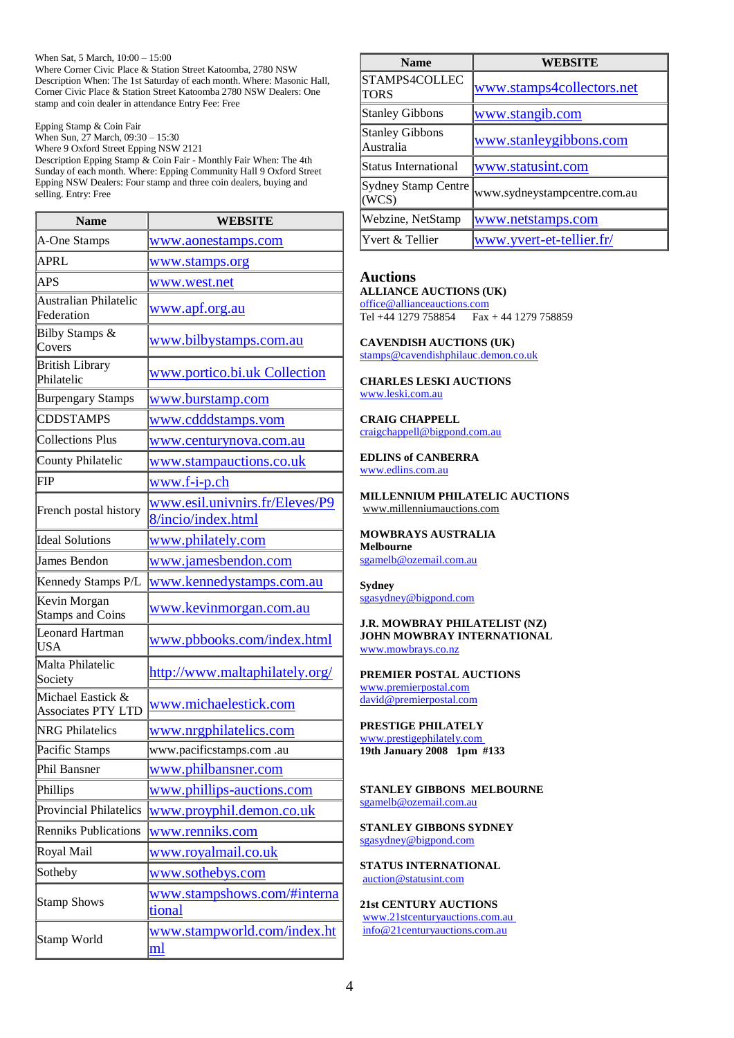When Sat, 5 March, 10:00 – 15:00
Where Corner Civic Place & Station Street Katoomba, 2780 NSW
Description When: The 1st Saturday of each month. Where: Masonic Hall, Corner Civic Place & Station Street Katoomba 2780 NSW Dealers: One stamp and coin dealer in attendance Entry Fee: Free

Epping Stamp & Coin Fair
When Sun, 27 March, 09:30 – 15:30
Where 9 Oxford Street Epping NSW 2121
Description Epping Stamp & Coin Fair - Monthly Fair When: The 4th Sunday of each month. Where: Epping Community Hall 9 Oxford Street Epping NSW Dealers: Four stamp and three coin dealers, buying and selling. Entry: Free

| Name | WEBSITE |
|---|---|
| A-One Stamps | www.aonestamps.com |
| APRL | www.stamps.org |
| APS | www.west.net |
| Australian Philatelic Federation | www.apf.org.au |
| Bilby Stamps & Covers | www.bilbystamps.com.au |
| British Library Philatelic | www.portico.bi.uk Collection |
| Burpengary Stamps | www.burstamp.com |
| CDDSTAMPS | www.cdddstamps.vom |
| Collections Plus | www.centurynova.com.au |
| County Philatelic | www.stampauctions.co.uk |
| FIP | www.f-i-p.ch |
| French postal history | www.esil.univnirs.fr/Eleves/P98/incio/index.html |
| Ideal Solutions | www.philately.com |
| James Bendon | www.jamesbendon.com |
| Kennedy Stamps P/L | www.kennedystamps.com.au |
| Kevin Morgan Stamps and Coins | www.kevinmorgan.com.au |
| Leonard Hartman USA | www.pbbooks.com/index.html |
| Malta Philatelic Society | http://www.maltaphilately.org/ |
| Michael Eastick & Associates PTY LTD | www.michaelestick.com |
| NRG Philatelics | www.nrgphilatelics.com |
| Pacific Stamps | www.pacificstamps.com .au |
| Phil Bansner | www.philbansner.com |
| Phillips | www.phillips-auctions.com |
| Provincial Philatelics | www.proyphil.demon.co.uk |
| Renniks Publications | www.renniks.com |
| Royal Mail | www.royalmail.co.uk |
| Sotheby | www.sothebys.com |
| Stamp Shows | www.stampshows.com/#international |
| Stamp World | www.stampworld.com/index.html |
| STAMPS4COLLECTORS | www.stamps4collectors.net |
| Stanley Gibbons | www.stangib.com |
| Stanley Gibbons Australia | www.stanleygibbons.com |
| Status International | www.statusint.com |
| Sydney Stamp Centre (WCS) | www.sydneystampcentre.com.au |
| Webzine, NetStamp | www.netstamps.com |
| Yvert & Tellier | www.yvert-et-tellier.fr/ |

## Auctions

**ALLIANCE AUCTIONS (UK)**
office@allianceauctions.com
Tel +44 1279 758854 Fax + 44 1279 758859

**CAVENDISH AUCTIONS (UK)**
stamps@cavendishphilauc.demon.co.uk

**CHARLES LESKI AUCTIONS**
www.leski.com.au

**CRAIG CHAPPELL**
craigchappell@bigpond.com.au

**EDLINS of CANBERRA**
www.edlins.com.au

**MILLENNIUM PHILATELIC AUCTIONS**
www.millenniumauctions.com

**MOWBRAYS AUSTRALIA**
**Melbourne**
sgamelb@ozemail.com.au

**Sydney**
sgasydney@bigpond.com

**J.R. MOWBRAY PHILATELIST (NZ)**
**JOHN MOWBRAY INTERNATIONAL**
www.mowbrays.co.nz

**PREMIER POSTAL AUCTIONS**
www.premierpostal.com
david@premierpostal.com

**PRESTIGE PHILATELY**
www.prestigephilately.com
**19th January 2008 1pm #133**

**STANLEY GIBBONS MELBOURNE**
sgamelb@ozemail.com.au

**STANLEY GIBBONS SYDNEY**
sgasydney@bigpond.com

**STATUS INTERNATIONAL**
auction@statusint.com

**21st CENTURY AUCTIONS**
www.21stcenturyauctions.com.au
info@21centuryauctions.com.au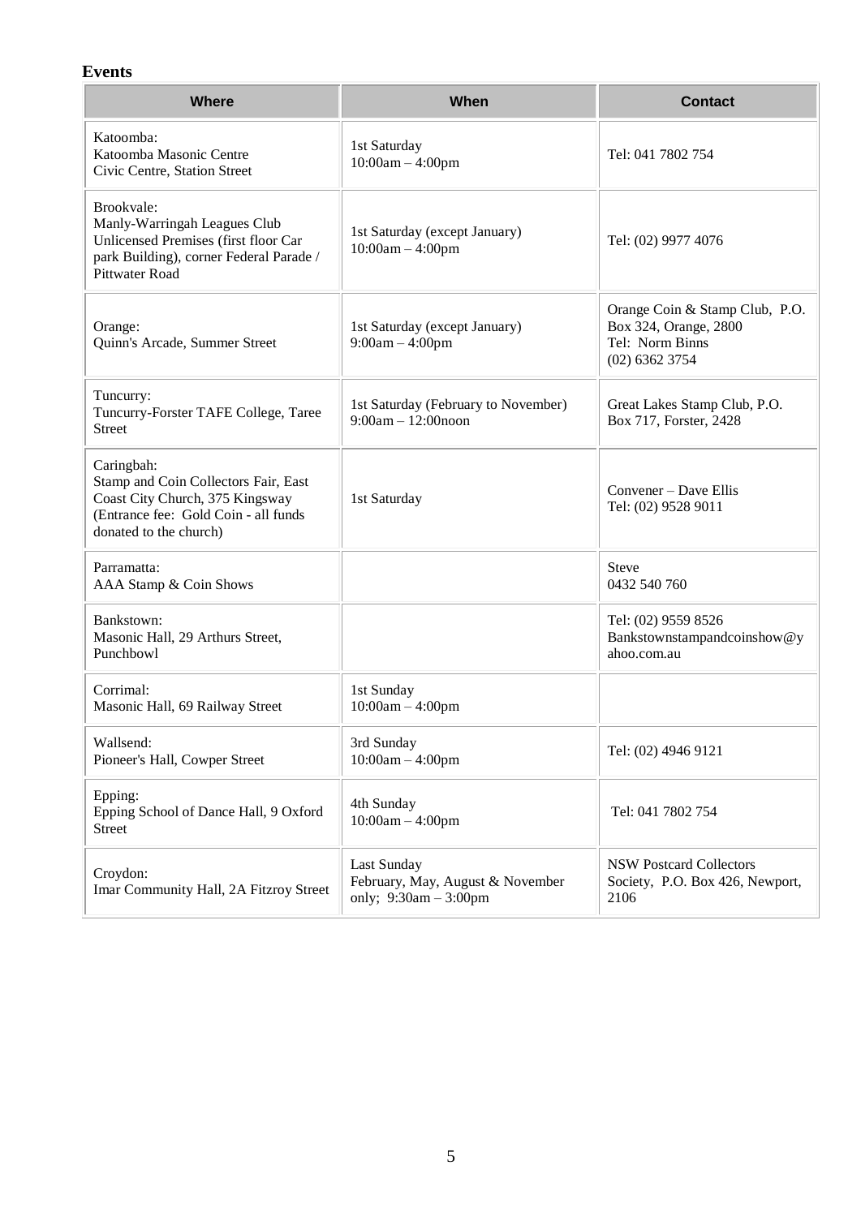## Events

| Where | When | Contact |
|---|---|---|
| Katoomba: Katoomba Masonic Centre Civic Centre, Station Street | 1st Saturday 10:00am – 4:00pm | Tel: 041 7802 754 |
| Brookvale: Manly-Warringah Leagues Club Unlicensed Premises (first floor Car park Building), corner Federal Parade / Pittwater Road | 1st Saturday (except January) 10:00am – 4:00pm | Tel: (02) 9977 4076 |
| Orange: Quinn's Arcade, Summer Street | 1st Saturday (except January) 9:00am – 4:00pm | Orange Coin & Stamp Club, P.O. Box 324, Orange, 2800 Tel: Norm Binns (02) 6362 3754 |
| Tuncurry: Tuncurry-Forster TAFE College, Taree Street | 1st Saturday (February to November) 9:00am – 12:00noon | Great Lakes Stamp Club, P.O. Box 717, Forster, 2428 |
| Caringbah: Stamp and Coin Collectors Fair, East Coast City Church, 375 Kingsway (Entrance fee: Gold Coin - all funds donated to the church) | 1st Saturday | Convener – Dave Ellis Tel: (02) 9528 9011 |
| Parramatta: AAA Stamp & Coin Shows | | Steve 0432 540 760 |
| Bankstown: Masonic Hall, 29 Arthurs Street, Punchbowl | | Tel: (02) 9559 8526 Bankstownstampandcoinshow@yahoo.com.au |
| Corrimal: Masonic Hall, 69 Railway Street | 1st Sunday 10:00am – 4:00pm | |
| Wallsend: Pioneer's Hall, Cowper Street | 3rd Sunday 10:00am – 4:00pm | Tel: (02) 4946 9121 |
| Epping: Epping School of Dance Hall, 9 Oxford Street | 4th Sunday 10:00am – 4:00pm | Tel: 041 7802 754 |
| Croydon: Imar Community Hall, 2A Fitzroy Street | Last Sunday February, May, August & November only; 9:30am – 3:00pm | NSW Postcard Collectors Society, P.O. Box 426, Newport, 2106 |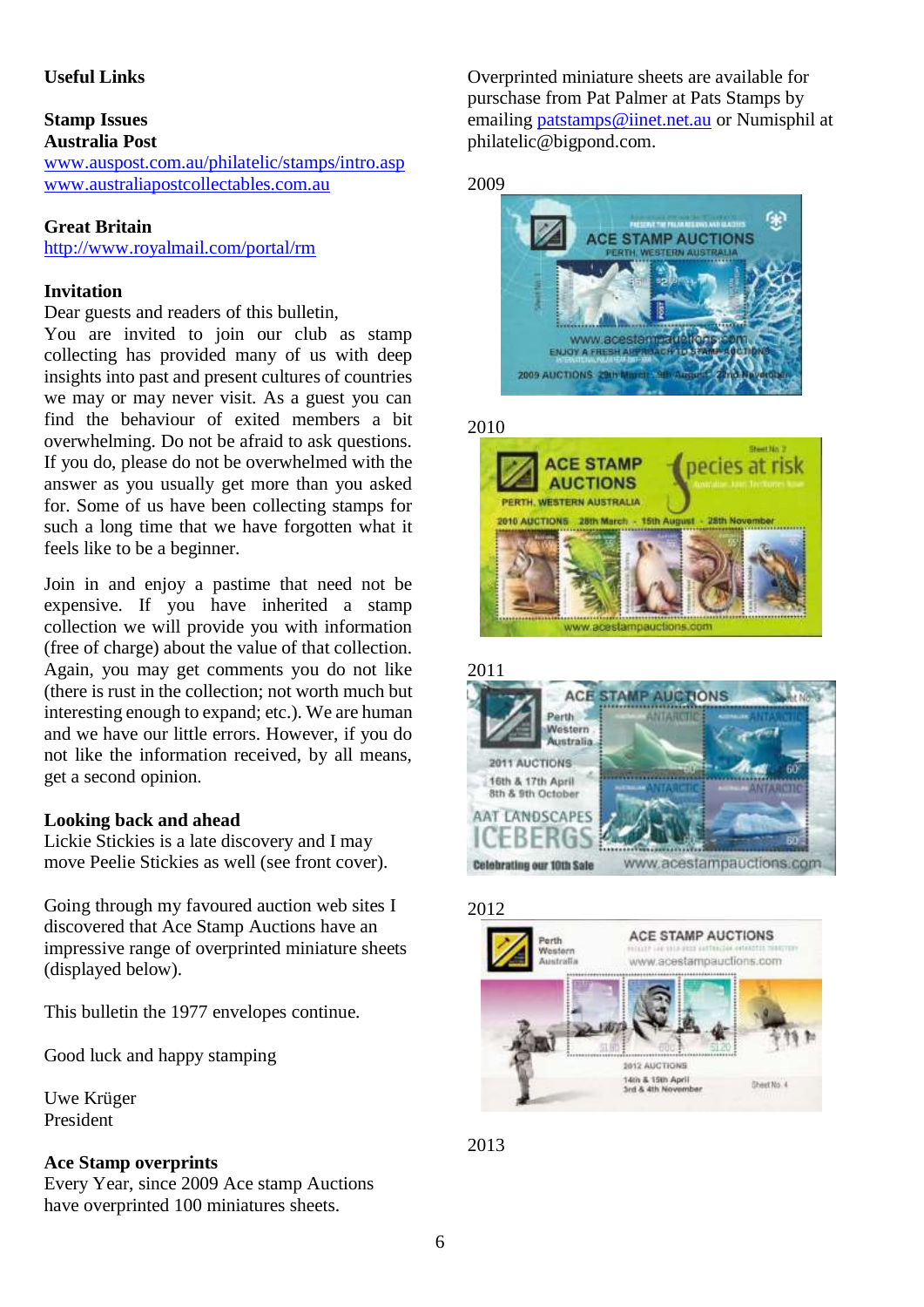**Useful Links**

**Stamp Issues**
**Australia Post**
www.auspost.com.au/philatelic/stamps/intro.asp
www.australiapostcollectables.com.au

**Great Britain**
http://www.royalmail.com/portal/rm

**Invitation**
Dear guests and readers of this bulletin,
You are invited to join our club as stamp collecting has provided many of us with deep insights into past and present cultures of countries we may or may never visit. As a guest you can find the behaviour of exited members a bit overwhelming. Do not be afraid to ask questions. If you do, please do not be overwhelmed with the answer as you usually get more than you asked for. Some of us have been collecting stamps for such a long time that we have forgotten what it feels like to be a beginner.

Join in and enjoy a pastime that need not be expensive. If you have inherited a stamp collection we will provide you with information (free of charge) about the value of that collection. Again, you may get comments you do not like (there is rust in the collection; not worth much but interesting enough to expand; etc.). We are human and we have our little errors. However, if you do not like the information received, by all means, get a second opinion.

**Looking back and ahead**
Lickie Stickies is a late discovery and I may move Peelie Stickies as well (see front cover).

Going through my favoured auction web sites I discovered that Ace Stamp Auctions have an impressive range of overprinted miniature sheets (displayed below).

This bulletin the 1977 envelopes continue.

Good luck and happy stamping

Uwe Krüger
President

**Ace Stamp overprints**
Every Year, since 2009 Ace stamp Auctions have overprinted 100 miniatures sheets.

Overprinted miniature sheets are available for purschase from Pat Palmer at Pats Stamps by emailing patstamps@iinet.net.au or Numisphil at philatelic@bigpond.com.

2009

2010

2011

2012

2013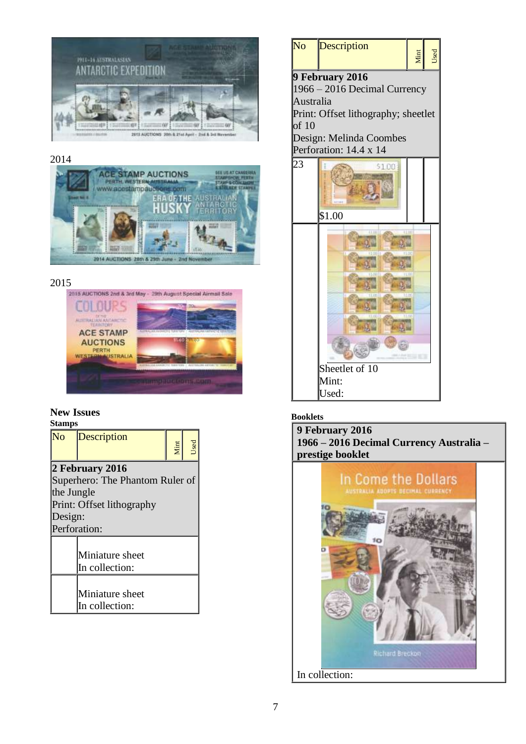2014

2015

## New Issues

### Stamps

| No | Description | Mint | Used |
|---|---|---|---|
| **2 February 2016**<br>Superhero: The Phantom Ruler of the Jungle<br>Print: Offset lithography<br>Design:<br>Perforation: | | | |
| | Miniature sheet<br>In collection: | | |
| | Miniature sheet<br>In collection: | | |

| No | Description | Mint | Used |
|---|---|---|---|
| **9 February 2016**<br>1966 – 2016 Decimal Currency Australia<br>Print: Offset lithography; sheetlet of 10<br>Design: Melinda Coombes<br>Perforation: 14.4 x 14 | | | |
| 23 | $1.00 | | |
| | Sheetlet of 10<br>Mint:<br>Used: | | |

### Booklets

**9 February 2016**
**1966 – 2016 Decimal Currency Australia – prestige booklet**

In collection: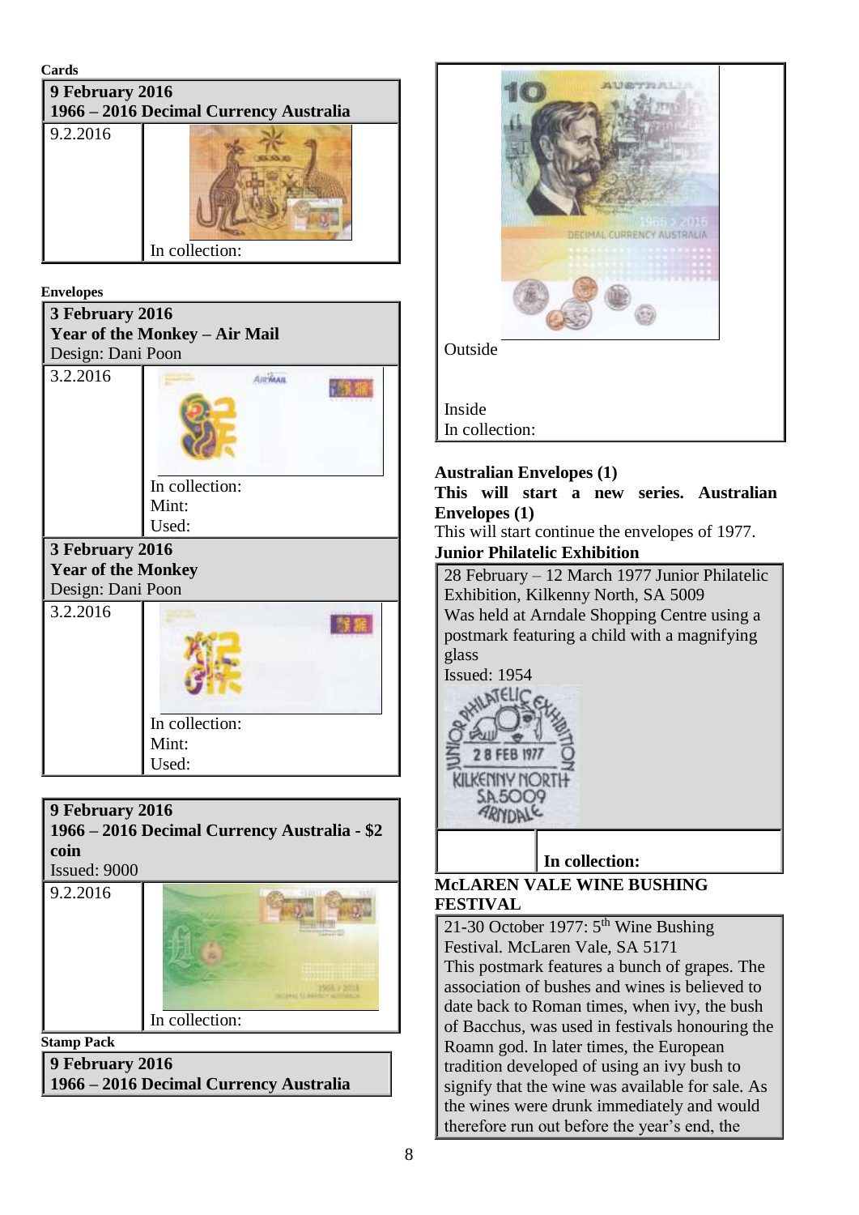**Cards**

| 9 February 2016<br>1966 – 2016 Decimal Currency Australia | |
|---|---|
| 9.2.2016 | In collection: |

**Envelopes**

| 3 February 2016<br>Year of the Monkey – Air Mail<br>Design: Dani Poon | |
|---|---|
| 3.2.2016 | In collection:<br>Mint:<br>Used: |

| 3 February 2016<br>Year of the Monkey<br>Design: Dani Poon | |
|---|---|
| 3.2.2016 | In collection:<br>Mint:<br>Used: |

| 9 February 2016<br>1966 – 2016 Decimal Currency Australia - $2 coin<br>Issued: 9000 | |
|---|---|
| 9.2.2016 | In collection: |

**Stamp Pack**

| 9 February 2016<br>1966 – 2016 Decimal Currency Australia |
|---|
| Outside<br><br>Inside<br>In collection: |

**Australian Envelopes (1)**

**This will start a new series. Australian Envelopes (1)**

This will start continue the envelopes of 1977.

**Junior Philatelic Exhibition**

| 28 February – 12 March 1977 Junior Philatelic Exhibition, Kilkenny North, SA 5009<br>Was held at Arndale Shopping Centre using a postmark featuring a child with a magnifying glass<br>Issued: 1954 | |
|---|---|
| | **In collection:** |

**McLAREN VALE WINE BUSHING FESTIVAL**

21-30 October 1977: 5th Wine Bushing Festival. McLaren Vale, SA 5171
This postmark features a bunch of grapes. The association of bushes and wines is believed to date back to Roman times, when ivy, the bush of Bacchus, was used in festivals honouring the Roamn god. In later times, the European tradition developed of using an ivy bush to signify that the wine was available for sale. As the wines were drunk immediately and would therefore run out before the year's end, the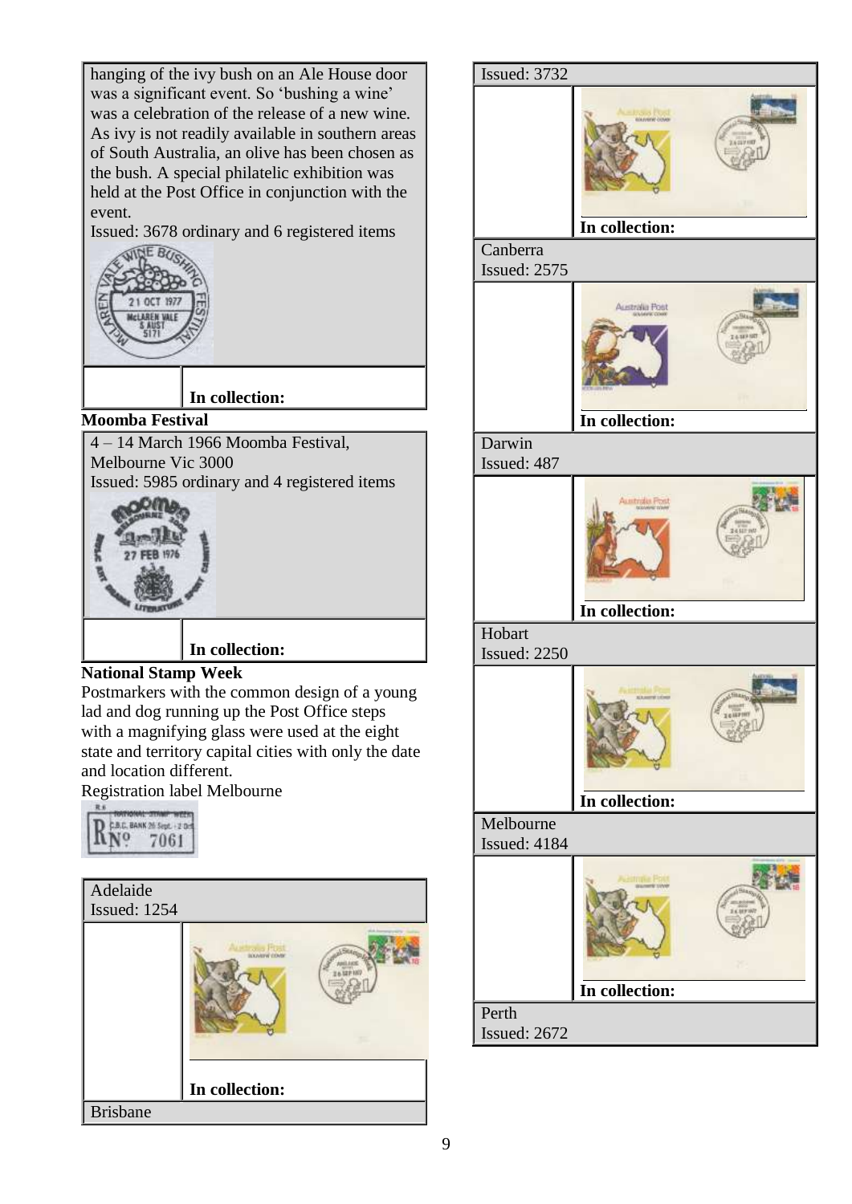hanging of the ivy bush on an Ale House door was a significant event. So 'bushing a wine' was a celebration of the release of a new wine. As ivy is not readily available in southern areas of South Australia, an olive has been chosen as the bush. A special philatelic exhibition was held at the Post Office in conjunction with the event.

Issued: 3678 ordinary and 6 registered items

**In collection:**

**Moomba Festival**

4 – 14 March 1966 Moomba Festival, Melbourne Vic 3000

Issued: 5985 ordinary and 4 registered items

**In collection:**

**National Stamp Week**

Postmarkers with the common design of a young lad and dog running up the Post Office steps with a magnifying glass were used at the eight state and territory capital cities with only the date and location different.

Registration label Melbourne

Adelaide

Issued: 1254

**In collection:**

Brisbane

Issued: 3732

**In collection:**

Canberra

Issued: 2575

**In collection:**

Darwin

Issued: 487

**In collection:**

Hobart

Issued: 2250

**In collection:**

Melbourne

Issued: 4184

**In collection:**

Perth

Issued: 2672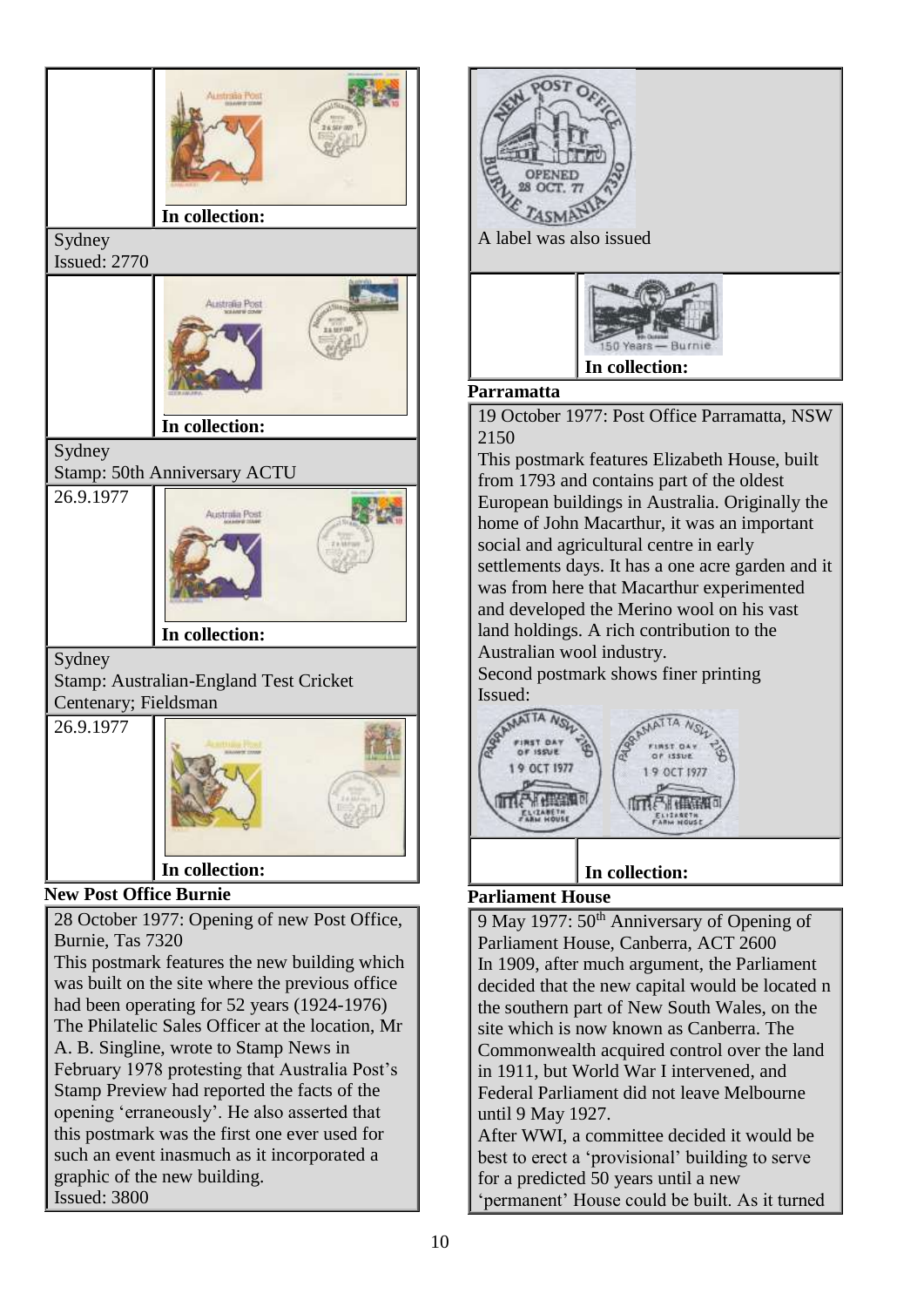In collection:

Sydney
Issued: 2770

In collection:

Sydney
Stamp: 50th Anniversary ACTU

26.9.1977

In collection:

Sydney
Stamp: Australian-England Test Cricket Centenary; Fieldsman

26.9.1977

In collection:

**New Post Office Burnie**

28 October 1977: Opening of new Post Office, Burnie, Tas 7320
This postmark features the new building which was built on the site where the previous office had been operating for 52 years (1924-1976)
The Philatelic Sales Officer at the location, Mr A. B. Singline, wrote to Stamp News in February 1978 protesting that Australia Post's Stamp Preview had reported the facts of the opening 'erraneously'. He also asserted that this postmark was the first one ever used for such an event inasmuch as it incorporated a graphic of the new building.
Issued: 3800

A label was also issued

In collection:

**Parramatta**

19 October 1977: Post Office Parramatta, NSW 2150
This postmark features Elizabeth House, built from 1793 and contains part of the oldest European buildings in Australia. Originally the home of John Macarthur, it was an important social and agricultural centre in early settlements days. It has a one acre garden and it was from here that Macarthur experimented and developed the Merino wool on his vast land holdings. A rich contribution to the Australian wool industry.
Second postmark shows finer printing
Issued:

In collection:

**Parliament House**

9 May 1977: 50th Anniversary of Opening of Parliament House, Canberra, ACT 2600
In 1909, after much argument, the Parliament decided that the new capital would be located n the southern part of New South Wales, on the site which is now known as Canberra. The Commonwealth acquired control over the land in 1911, but World War I intervened, and Federal Parliament did not leave Melbourne until 9 May 1927.
After WWI, a committee decided it would be best to erect a 'provisional' building to serve for a predicted 50 years until a new 'permanent' House could be built. As it turned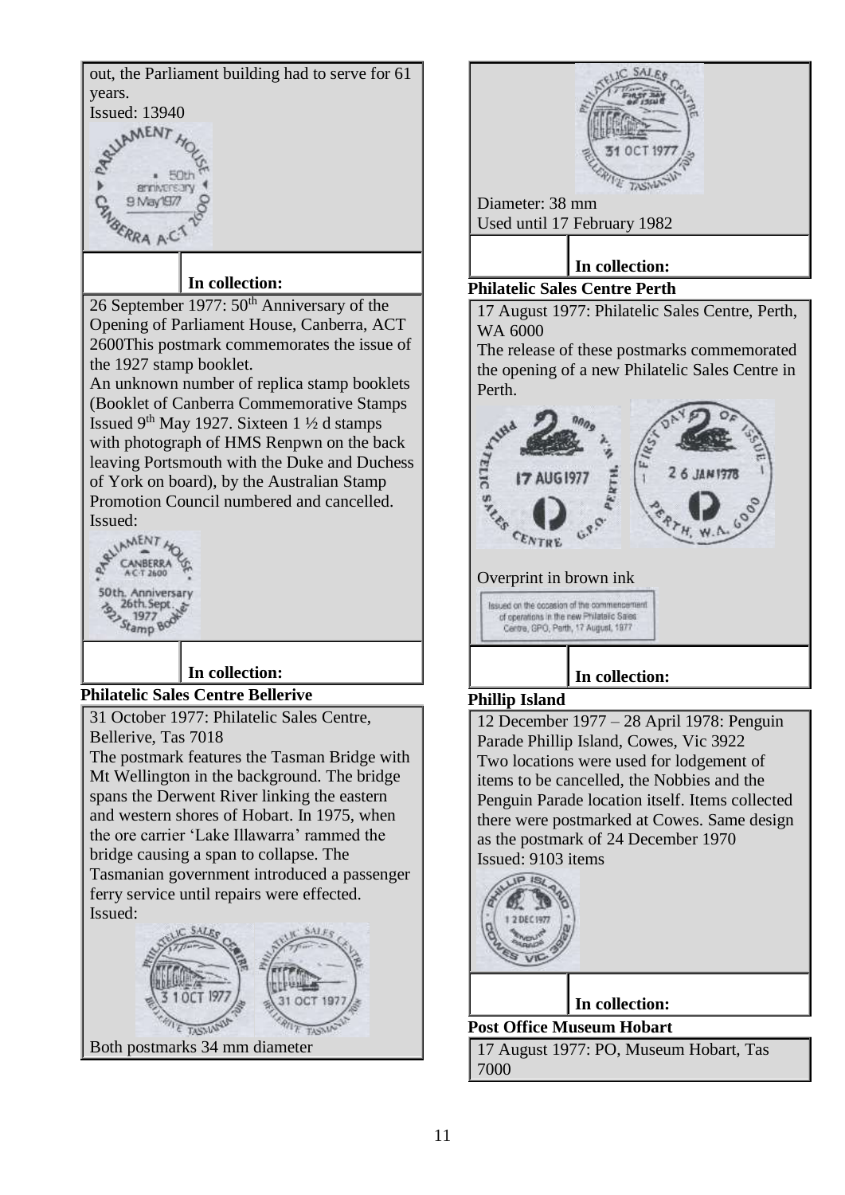out, the Parliament building had to serve for 61 years.

Issued: 13940

| | **In collection:** |
|---|---|

26 September 1977: 50th Anniversary of the Opening of Parliament House, Canberra, ACT 2600This postmark commemorates the issue of the 1927 stamp booklet.

An unknown number of replica stamp booklets (Booklet of Canberra Commemorative Stamps Issued 9th May 1927. Sixteen 1 ½ d stamps with photograph of HMS Renpwn on the back leaving Portsmouth with the Duke and Duchess of York on board), by the Australian Stamp Promotion Council numbered and cancelled.

Issued:

| | **In collection:** |
|---|---|

**Philatelic Sales Centre Bellerive**

31 October 1977: Philatelic Sales Centre, Bellerive, Tas 7018

The postmark features the Tasman Bridge with Mt Wellington in the background. The bridge spans the Derwent River linking the eastern and western shores of Hobart. In 1975, when the ore carrier 'Lake Illawarra' rammed the bridge causing a span to collapse. The Tasmanian government introduced a passenger ferry service until repairs were effected.

Issued:

Both postmarks 34 mm diameter

Diameter: 38 mm

Used until 17 February 1982

| | **In collection:** |
|---|---|

**Philatelic Sales Centre Perth**

17 August 1977: Philatelic Sales Centre, Perth, WA 6000

The release of these postmarks commemorated the opening of a new Philatelic Sales Centre in Perth.

Overprint in brown ink

Issued on the occasion of the commencement of operations in the new Philatelic Sales Centre, GPO, Perth, 17 August, 1977

| | **In collection:** |
|---|---|

**Phillip Island**

12 December 1977 – 28 April 1978: Penguin Parade Phillip Island, Cowes, Vic 3922

Two locations were used for lodgement of items to be cancelled, the Nobbies and the Penguin Parade location itself. Items collected there were postmarked at Cowes. Same design as the postmark of 24 December 1970

Issued: 9103 items

| | **In collection:** |
|---|---|

**Post Office Museum Hobart**

17 August 1977: PO, Museum Hobart, Tas 7000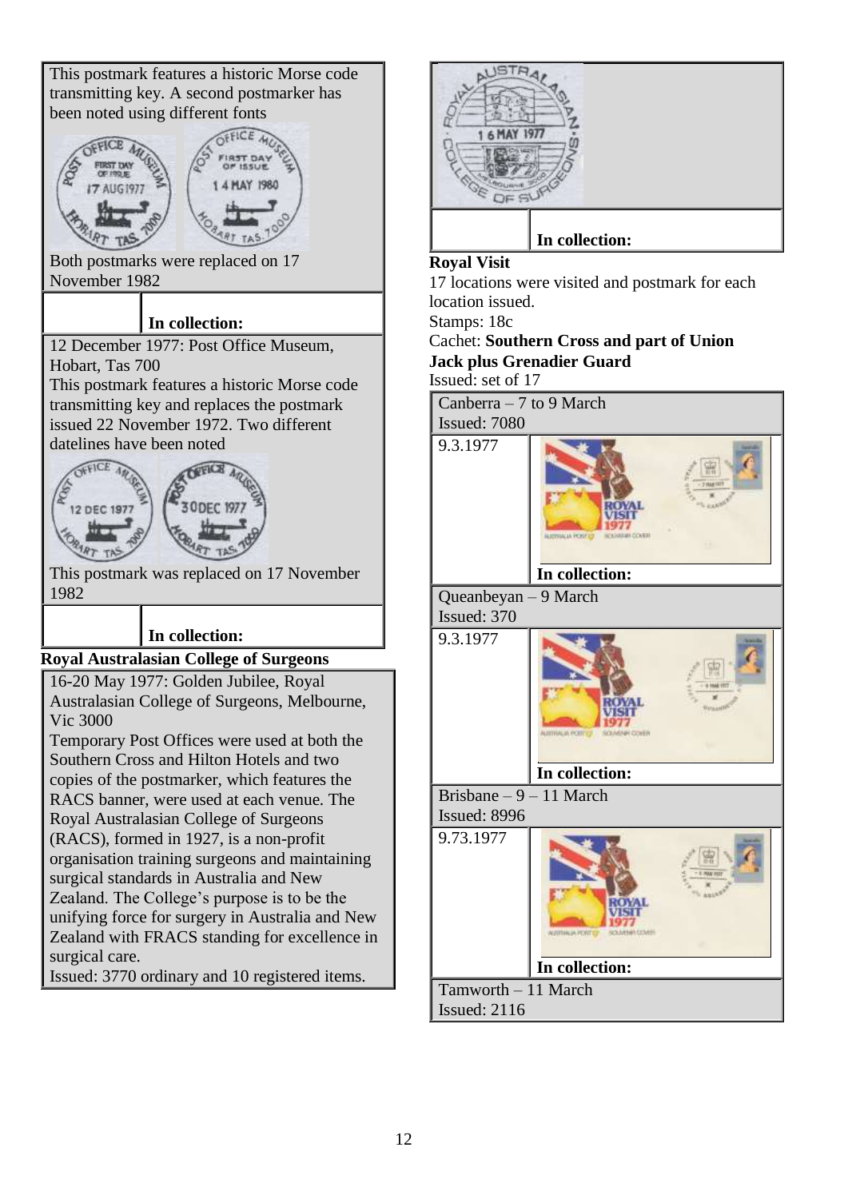This postmark features a historic Morse code transmitting key. A second postmarker has been noted using different fonts

Both postmarks were replaced on 17 November 1982

| | **In collection:** |
|---|---|

12 December 1977: Post Office Museum, Hobart, Tas 700

This postmark features a historic Morse code transmitting key and replaces the postmark issued 22 November 1972. Two different datelines have been noted

This postmark was replaced on 17 November 1982

| | **In collection:** |
|---|---|

**Royal Australasian College of Surgeons**

16-20 May 1977: Golden Jubilee, Royal Australasian College of Surgeons, Melbourne, Vic 3000

Temporary Post Offices were used at both the Southern Cross and Hilton Hotels and two copies of the postmarker, which features the RACS banner, were used at each venue. The Royal Australasian College of Surgeons (RACS), formed in 1927, is a non-profit organisation training surgeons and maintaining surgical standards in Australia and New Zealand. The College's purpose is to be the unifying force for surgery in Australia and New Zealand with FRACS standing for excellence in surgical care.

Issued: 3770 ordinary and 10 registered items.

| | **In collection:** |
|---|---|

**Royal Visit**

17 locations were visited and postmark for each location issued.

Stamps: 18c

Cachet: **Southern Cross and part of Union Jack plus Grenadier Guard**

Issued: set of 17

Canberra – 7 to 9 March
Issued: 7080

| 9.3.1977 | **In collection:** |
|---|---|

Queanbeyan – 9 March
Issued: 370

| 9.3.1977 | **In collection:** |
|---|---|

Brisbane – 9 – 11 March
Issued: 8996

| 9.73.1977 | **In collection:** |
|---|---|

Tamworth – 11 March
Issued: 2116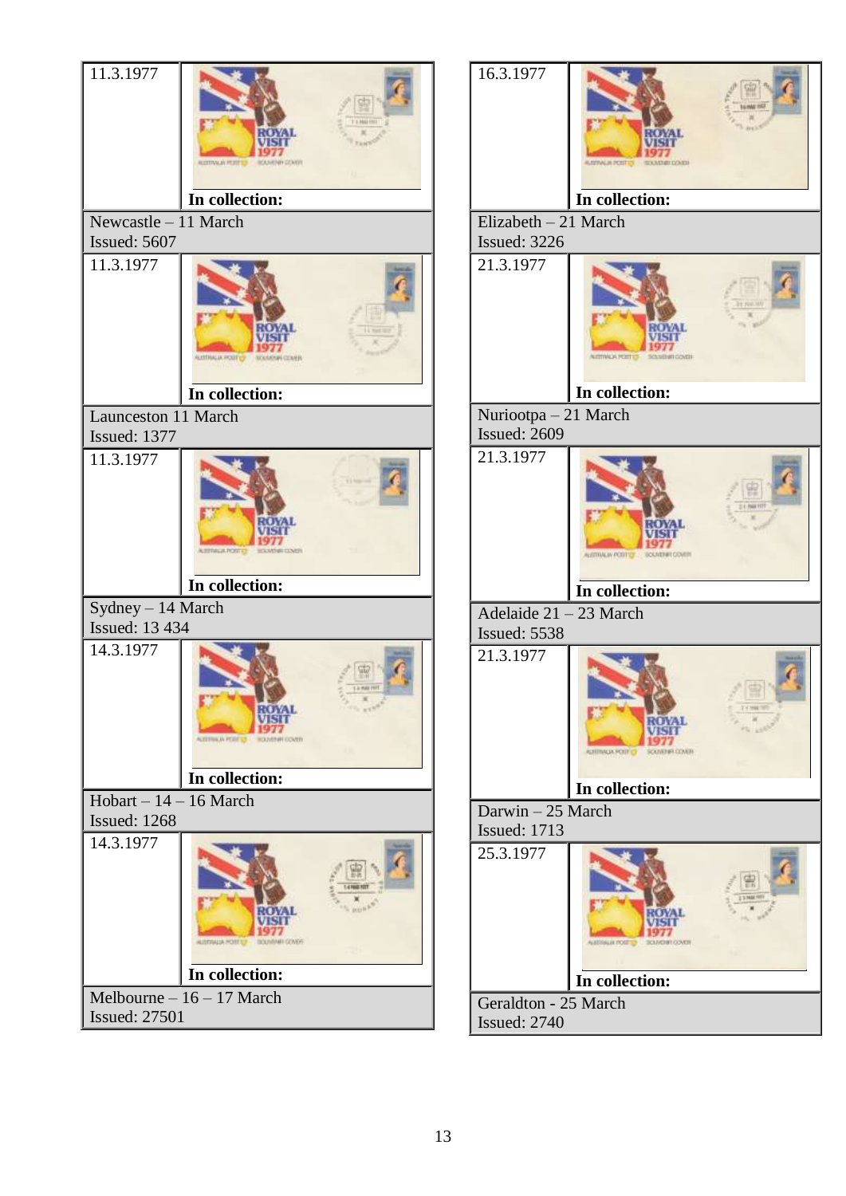| | |
|---|---|
| 11.3.1977 | **In collection:** |
| Newcastle – 11 March<br>Issued: 5607 | |
| 11.3.1977 | **In collection:** |
| Launceston 11 March<br>Issued: 1377 | |
| 11.3.1977 | **In collection:** |
| Sydney – 14 March<br>Issued: 13 434 | |
| 14.3.1977 | **In collection:** |
| Hobart – 14 – 16 March<br>Issued: 1268 | |
| 14.3.1977 | **In collection:** |
| Melbourne – 16 – 17 March<br>Issued: 27501 | |

| | |
|---|---|
| 16.3.1977 | **In collection:** |
| Elizabeth – 21 March<br>Issued: 3226 | |
| 21.3.1977 | **In collection:** |
| Nuriootpa – 21 March<br>Issued: 2609 | |
| 21.3.1977 | **In collection:** |
| Adelaide 21 – 23 March<br>Issued: 5538 | |
| 21.3.1977 | **In collection:** |
| Darwin – 25 March<br>Issued: 1713 | |
| 25.3.1977 | **In collection:** |
| Geraldton - 25 March<br>Issued: 2740 | |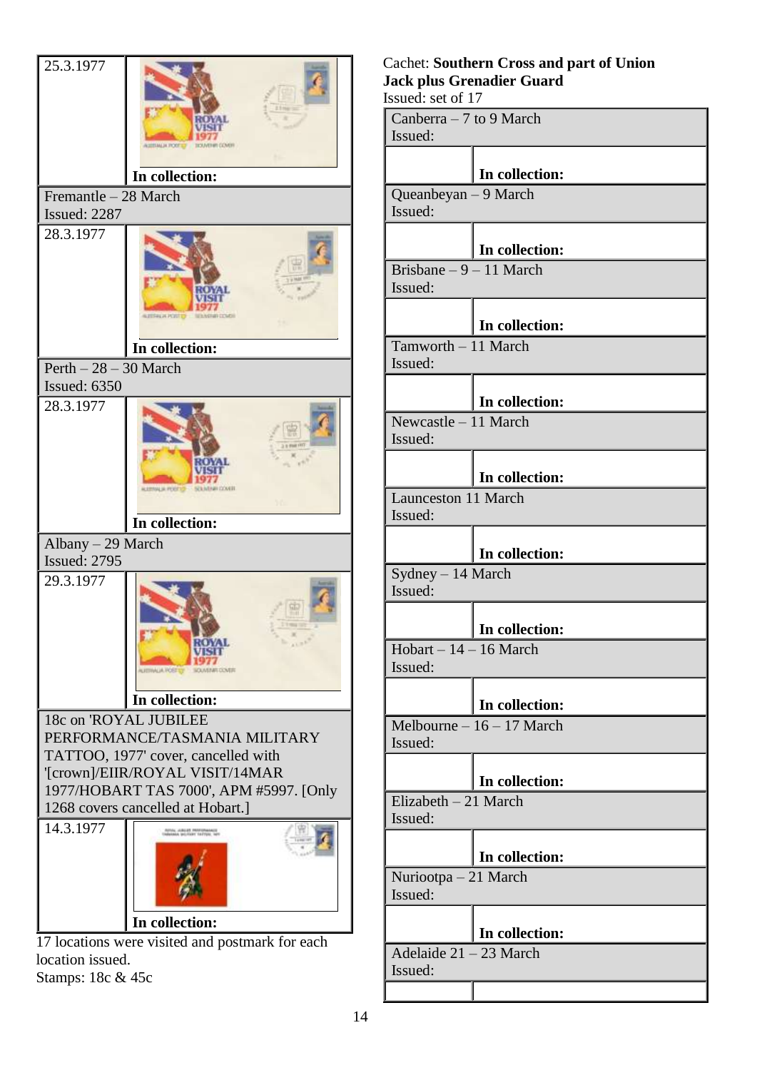| 25.3.1977 | In collection: |
|---|---|
| Fremantle – 28 March<br>Issued: 2287 | |
| 28.3.1977 | In collection: |
| Perth – 28 – 30 March<br>Issued: 6350 | |
| 28.3.1977 | In collection: |
| Albany – 29 March<br>Issued: 2795 | |
| 29.3.1977 | In collection: |
| 18c on 'ROYAL JUBILEE PERFORMANCE/TASMANIA MILITARY TATTOO, 1977' cover, cancelled with '[crown]/EIIR/ROYAL VISIT/14MAR 1977/HOBART TAS 7000', APM #5997. [Only 1268 covers cancelled at Hobart.] | |
| 14.3.1977 | In collection: |

17 locations were visited and postmark for each location issued.
Stamps: 18c & 45c

Cachet: **Southern Cross and part of Union Jack plus Grenadier Guard**
Issued: set of 17

| Canberra – 7 to 9 March<br>Issued: | |
|---|---|
| | In collection: |
| Queanbeyan – 9 March<br>Issued: | |
| | In collection: |
| Brisbane – 9 – 11 March<br>Issued: | |
| | In collection: |
| Tamworth – 11 March<br>Issued: | |
| | In collection: |
| Newcastle – 11 March<br>Issued: | |
| | In collection: |
| Launceston 11 March<br>Issued: | |
| | In collection: |
| Sydney – 14 March<br>Issued: | |
| | In collection: |
| Hobart – 14 – 16 March<br>Issued: | |
| | In collection: |
| Melbourne – 16 – 17 March<br>Issued: | |
| | In collection: |
| Elizabeth – 21 March<br>Issued: | |
| | In collection: |
| Nuriootpa – 21 March<br>Issued: | |
| | In collection: |
| Adelaide 21 – 23 March<br>Issued: | |
| | |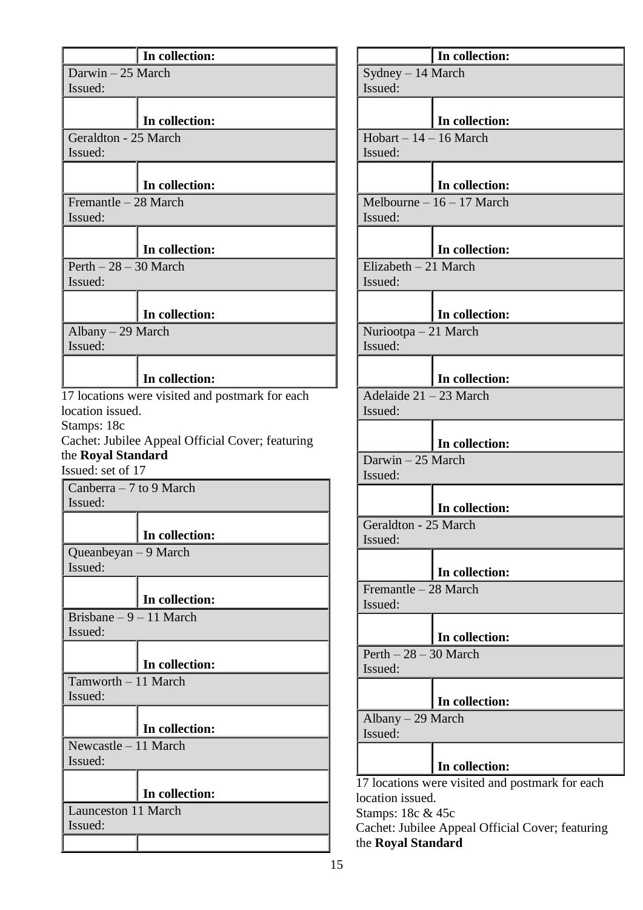| | In collection: |
|---|---|
| Darwin – 25 March<br>Issued: | |
| | In collection: |
| Geraldton - 25 March<br>Issued: | |
| | In collection: |
| Fremantle – 28 March<br>Issued: | |
| | In collection: |
| Perth – 28 – 30 March<br>Issued: | |
| | In collection: |
| Albany – 29 March<br>Issued: | |
| | In collection: |

17 locations were visited and postmark for each location issued.
Stamps: 18c
Cachet: Jubilee Appeal Official Cover; featuring the **Royal Standard**
Issued: set of 17

| Canberra – 7 to 9 March<br>Issued: | |
|---|---|
| | In collection: |
| Queanbeyan – 9 March<br>Issued: | |
| | In collection: |
| Brisbane – 9 – 11 March<br>Issued: | |
| | In collection: |
| Tamworth – 11 March<br>Issued: | |
| | In collection: |
| Newcastle – 11 March<br>Issued: | |
| | In collection: |
| Launceston 11 March<br>Issued: | |
| | |

| | In collection: |
|---|---|
| Sydney – 14 March<br>Issued: | |
| | In collection: |
| Hobart – 14 – 16 March<br>Issued: | |
| | In collection: |
| Melbourne – 16 – 17 March<br>Issued: | |
| | In collection: |
| Elizabeth – 21 March<br>Issued: | |
| | In collection: |
| Nuriootpa – 21 March<br>Issued: | |
| | In collection: |
| Adelaide 21 – 23 March<br>Issued: | |
| | In collection: |
| Darwin – 25 March<br>Issued: | |
| | In collection: |
| Geraldton - 25 March<br>Issued: | |
| | In collection: |
| Fremantle – 28 March<br>Issued: | |
| | In collection: |
| Perth – 28 – 30 March<br>Issued: | |
| | In collection: |
| Albany – 29 March<br>Issued: | |
| | In collection: |

17 locations were visited and postmark for each location issued.
Stamps: 18c & 45c
Cachet: Jubilee Appeal Official Cover; featuring the **Royal Standard**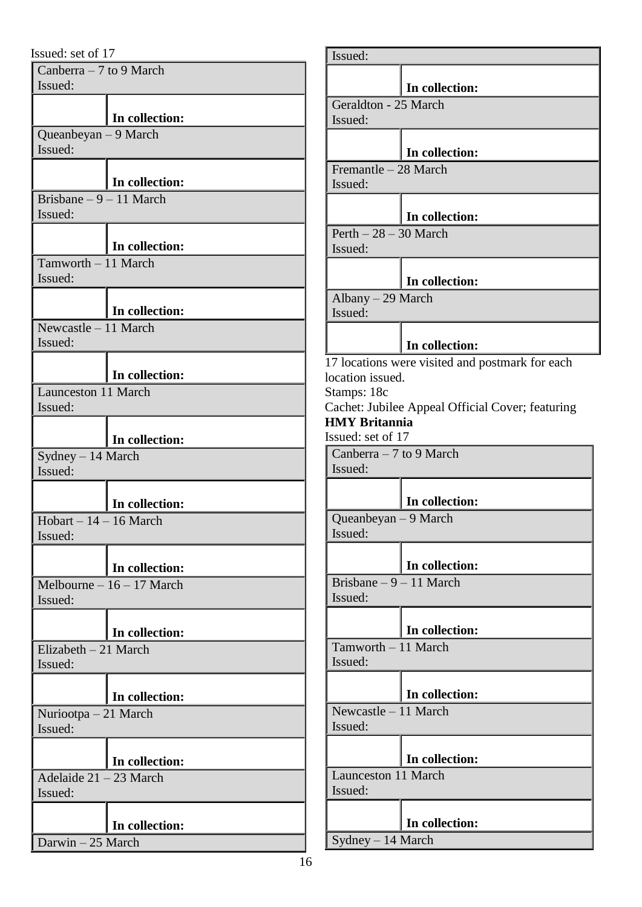Issued: set of 17

| Canberra – 7 to 9 March<br>Issued: | |
|---|---|
| | **In collection:** |
| Queanbeyan – 9 March<br>Issued: | |
| | **In collection:** |
| Brisbane – 9 – 11 March<br>Issued: | |
| | **In collection:** |
| Tamworth – 11 March<br>Issued: | |
| | **In collection:** |
| Newcastle – 11 March<br>Issued: | |
| | **In collection:** |
| Launceston 11 March<br>Issued: | |
| | **In collection:** |
| Sydney – 14 March<br>Issued: | |
| | **In collection:** |
| Hobart – 14 – 16 March<br>Issued: | |
| | **In collection:** |
| Melbourne – 16 – 17 March<br>Issued: | |
| | **In collection:** |
| Elizabeth – 21 March<br>Issued: | |
| | **In collection:** |
| Nuriootpa – 21 March<br>Issued: | |
| | **In collection:** |
| Adelaide 21 – 23 March<br>Issued: | |
| | **In collection:** |
| Darwin – 25 March<br>Issued: | |
| | **In collection:** |
| Geraldton - 25 March<br>Issued: | |
| | **In collection:** |
| Fremantle – 28 March<br>Issued: | |
| | **In collection:** |
| Perth – 28 – 30 March<br>Issued: | |
| | **In collection:** |
| Albany – 29 March<br>Issued: | |
| | **In collection:** |

17 locations were visited and postmark for each location issued.
Stamps: 18c
Cachet: Jubilee Appeal Official Cover; featuring **HMY Britannia**
Issued: set of 17

| Canberra – 7 to 9 March<br>Issued: | |
|---|---|
| | **In collection:** |
| Queanbeyan – 9 March<br>Issued: | |
| | **In collection:** |
| Brisbane – 9 – 11 March<br>Issued: | |
| | **In collection:** |
| Tamworth – 11 March<br>Issued: | |
| | **In collection:** |
| Newcastle – 11 March<br>Issued: | |
| | **In collection:** |
| Launceston 11 March<br>Issued: | |
| | **In collection:** |
| Sydney – 14 March | |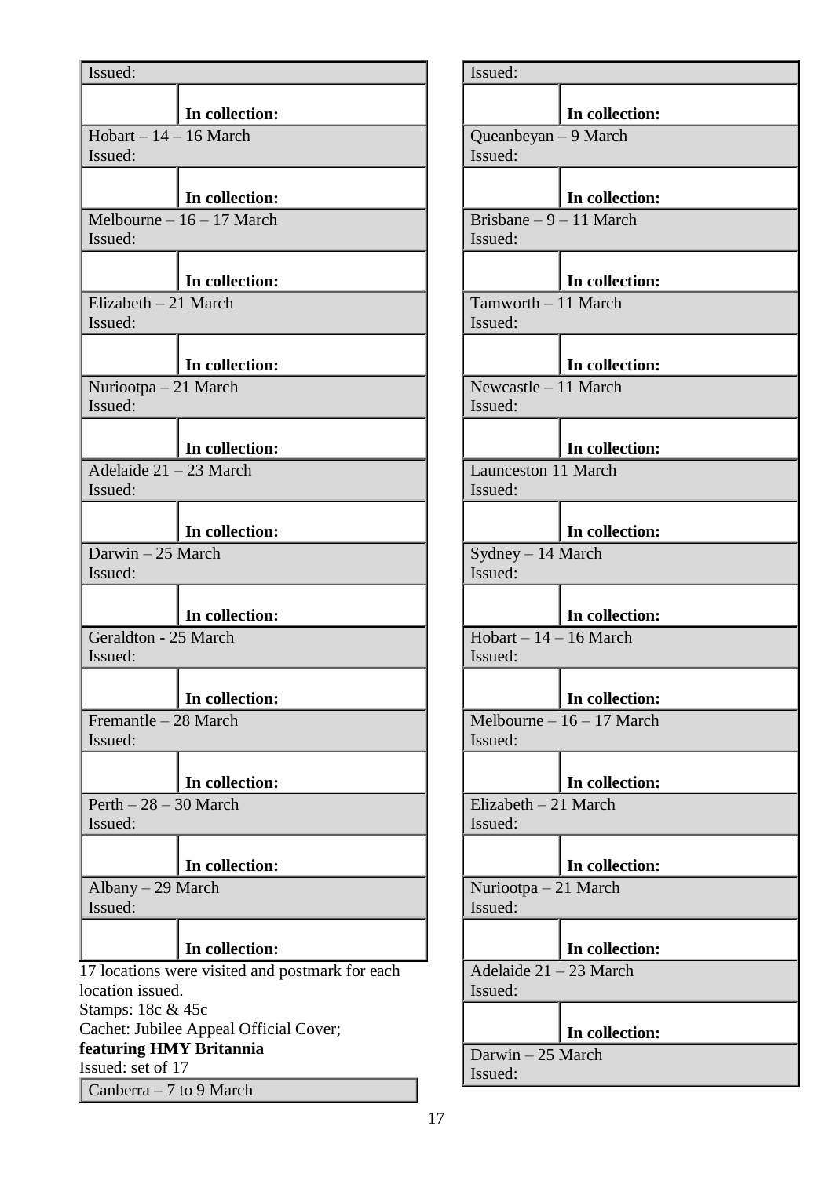| Issued: | |
|---|---|
| | **In collection:** |
| Hobart – 14 – 16 March<br>Issued: | |
| | **In collection:** |
| Melbourne – 16 – 17 March<br>Issued: | |
| | **In collection:** |
| Elizabeth – 21 March<br>Issued: | |
| | **In collection:** |
| Nuriootpa – 21 March<br>Issued: | |
| | **In collection:** |
| Adelaide 21 – 23 March<br>Issued: | |
| | **In collection:** |
| Darwin – 25 March<br>Issued: | |
| | **In collection:** |
| Geraldton - 25 March<br>Issued: | |
| | **In collection:** |
| Fremantle – 28 March<br>Issued: | |
| | **In collection:** |
| Perth – 28 – 30 March<br>Issued: | |
| | **In collection:** |
| Albany – 29 March<br>Issued: | |
| | **In collection:** |

17 locations were visited and postmark for each location issued.
Stamps: 18c & 45c
Cachet: Jubilee Appeal Official Cover;
**featuring HMY Britannia**
Issued: set of 17

| Canberra – 7 to 9 March | |
|---|---|
| Issued: | |
| | **In collection:** |
| Queanbeyan – 9 March<br>Issued: | |
| | **In collection:** |
| Brisbane – 9 – 11 March<br>Issued: | |
| | **In collection:** |
| Tamworth – 11 March<br>Issued: | |
| | **In collection:** |
| Newcastle – 11 March<br>Issued: | |
| | **In collection:** |
| Launceston 11 March<br>Issued: | |
| | **In collection:** |
| Sydney – 14 March<br>Issued: | |
| | **In collection:** |
| Hobart – 14 – 16 March<br>Issued: | |
| | **In collection:** |
| Melbourne – 16 – 17 March<br>Issued: | |
| | **In collection:** |
| Elizabeth – 21 March<br>Issued: | |
| | **In collection:** |
| Nuriootpa – 21 March<br>Issued: | |
| | **In collection:** |
| Adelaide 21 – 23 March<br>Issued: | |
| | **In collection:** |
| Darwin – 25 March<br>Issued: | |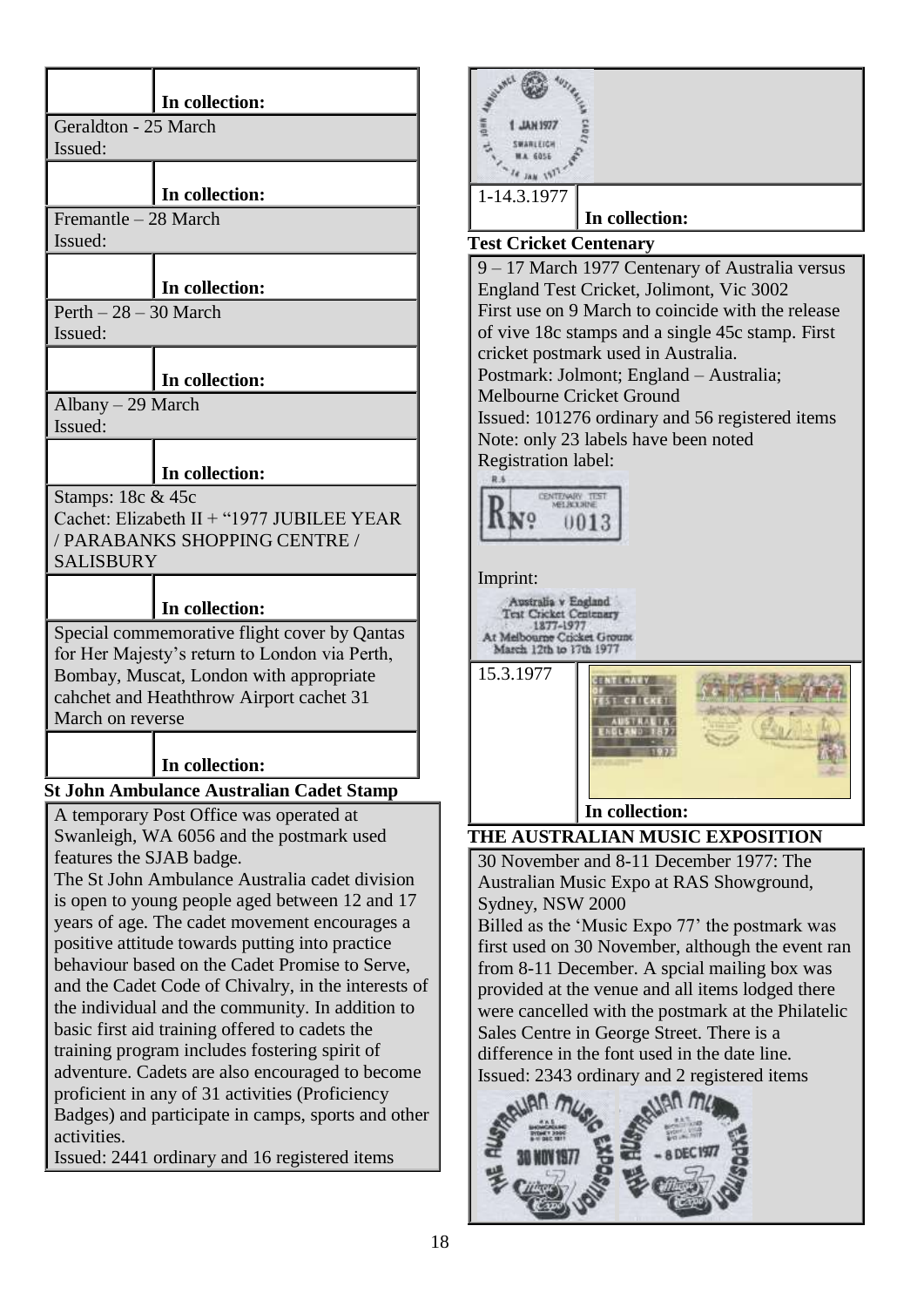| | In collection: |
|---|---|

Geraldton - 25 March
Issued:

| | In collection: |
|---|---|

Fremantle – 28 March
Issued:

| | In collection: |
|---|---|

Perth – 28 – 30 March
Issued:

| | In collection: |
|---|---|

Albany – 29 March
Issued:

| | In collection: |
|---|---|

Stamps: 18c & 45c
Cachet: Elizabeth II + "1977 JUBILEE YEAR / PARABANKS SHOPPING CENTRE / SALISBURY

| | In collection: |
|---|---|

Special commemorative flight cover by Qantas for Her Majesty's return to London via Perth, Bombay, Muscat, London with appropriate cahchet and Heaththrow Airport cachet 31 March on reverse

| | In collection: |
|---|---|

**St John Ambulance Australian Cadet Stamp**

A temporary Post Office was operated at Swanleigh, WA 6056 and the postmark used features the SJAB badge.
The St John Ambulance Australia cadet division is open to young people aged between 12 and 17 years of age. The cadet movement encourages a positive attitude towards putting into practice behaviour based on the Cadet Promise to Serve, and the Cadet Code of Chivalry, in the interests of the individual and the community. In addition to basic first aid training offered to cadets the training program includes fostering spirit of adventure. Cadets are also encouraged to become proficient in any of 31 activities (Proficiency Badges) and participate in camps, sports and other activities.
Issued: 2441 ordinary and 16 registered items

| 1-14.3.1977 | In collection: |
|---|---|

**Test Cricket Centenary**

9 – 17 March 1977 Centenary of Australia versus England Test Cricket, Jolimont, Vic 3002
First use on 9 March to coincide with the release of vive 18c stamps and a single 45c stamp. First cricket postmark used in Australia.
Postmark: Jolmont; England – Australia; Melbourne Cricket Ground
Issued: 101276 ordinary and 56 registered items
Note: only 23 labels have been noted
Registration label:

Imprint:

| 15.3.1977 | In collection: |
|---|---|

**THE AUSTRALIAN MUSIC EXPOSITION**

30 November and 8-11 December 1977: The Australian Music Expo at RAS Showground, Sydney, NSW 2000
Billed as the 'Music Expo 77' the postmark was first used on 30 November, although the event ran from 8-11 December. A spcial mailing box was provided at the venue and all items lodged there were cancelled with the postmark at the Philatelic Sales Centre in George Street. There is a difference in the font used in the date line.
Issued: 2343 ordinary and 2 registered items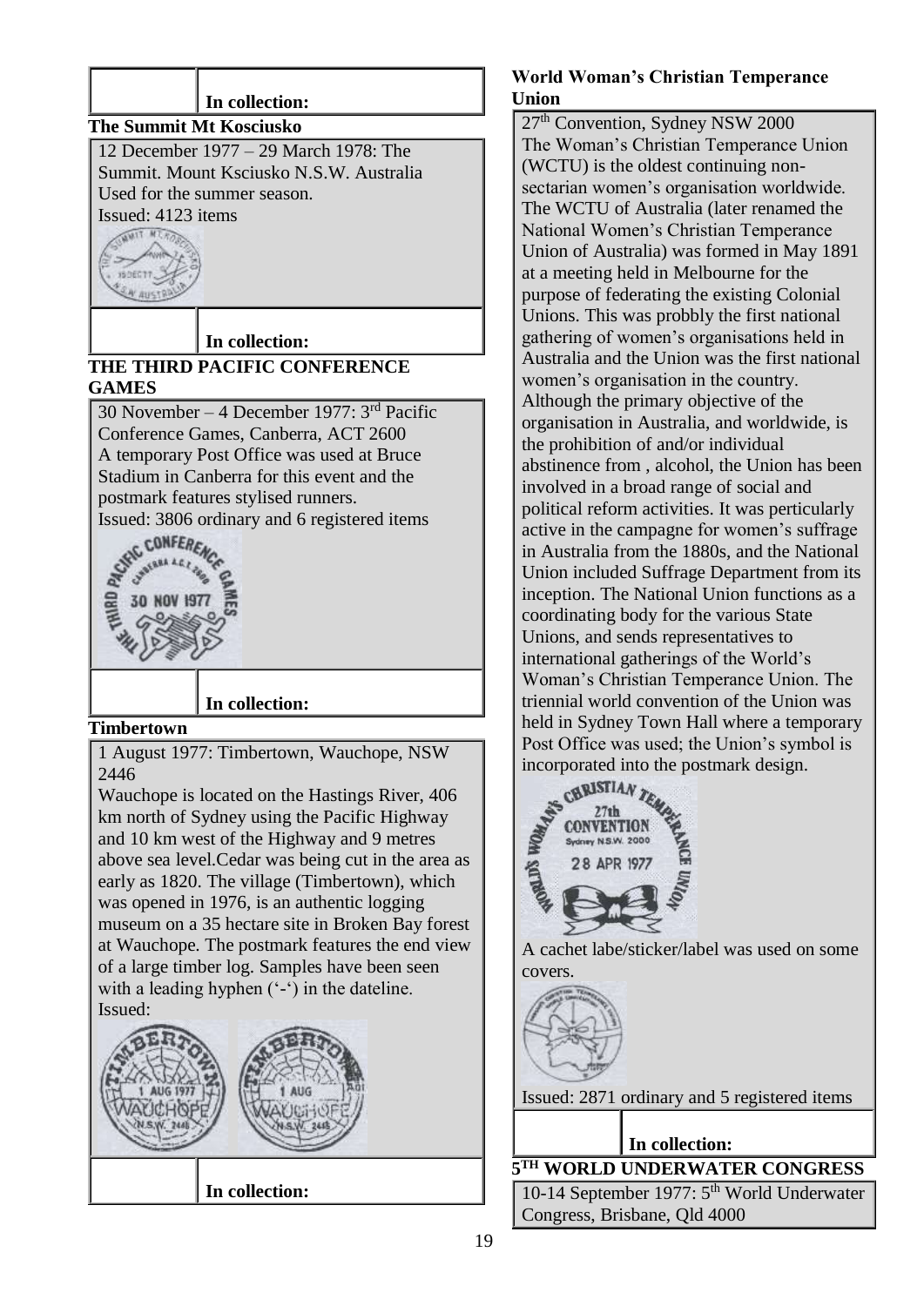| | In collection: |
|---|---|

**The Summit Mt Kosciusko**

12 December 1977 – 29 March 1978: The Summit. Mount Ksciusko N.S.W. Australia Used for the summer season.
Issued: 4123 items

| | In collection: |
|---|---|

**THE THIRD PACIFIC CONFERENCE GAMES**

30 November – 4 December 1977: 3rd Pacific Conference Games, Canberra, ACT 2600
A temporary Post Office was used at Bruce Stadium in Canberra for this event and the postmark features stylised runners.
Issued: 3806 ordinary and 6 registered items

| | In collection: |
|---|---|

**Timbertown**

1 August 1977: Timbertown, Wauchope, NSW 2446
Wauchope is located on the Hastings River, 406 km north of Sydney using the Pacific Highway and 10 km west of the Highway and 9 metres above sea level.Cedar was being cut in the area as early as 1820. The village (Timbertown), which was opened in 1976, is an authentic logging museum on a 35 hectare site in Broken Bay forest at Wauchope. The postmark features the end view of a large timber log. Samples have been seen with a leading hyphen ('-') in the dateline.
Issued:

| | In collection: |
|---|---|

**World Woman's Christian Temperance Union**

27th Convention, Sydney NSW 2000
The Woman's Christian Temperance Union (WCTU) is the oldest continuing non-sectarian women's organisation worldwide. The WCTU of Australia (later renamed the National Women's Christian Temperance Union of Australia) was formed in May 1891 at a meeting held in Melbourne for the purpose of federating the existing Colonial Unions. This was probbly the first national gathering of women's organisations held in Australia and the Union was the first national women's organisation in the country. Although the primary objective of the organisation in Australia, and worldwide, is the prohibition of and/or individual abstinence from , alcohol, the Union has been involved in a broad range of social and political reform activities. It was perticularly active in the campagne for women's suffrage in Australia from the 1880s, and the National Union included Suffrage Department from its inception. The National Union functions as a coordinating body for the various State Unions, and sends representatives to international gatherings of the World's Woman's Christian Temperance Union. The triennial world convention of the Union was held in Sydney Town Hall where a temporary Post Office was used; the Union's symbol is incorporated into the postmark design.

A cachet labe/sticker/label was used on some covers.

Issued: 2871 ordinary and 5 registered items

| | In collection: |
|---|---|

**5TH WORLD UNDERWATER CONGRESS**

10-14 September 1977: 5th World Underwater Congress, Brisbane, Qld 4000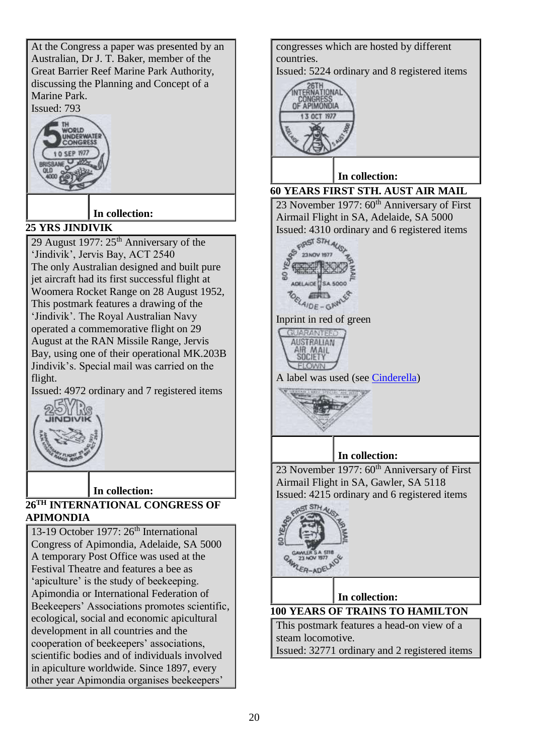At the Congress a paper was presented by an Australian, Dr J. T. Baker, member of the Great Barrier Reef Marine Park Authority, discussing the Planning and Concept of a Marine Park.
Issued: 793

| | In collection: |
|---|---|

**25 YRS JINDIVIK**

29 August 1977: 25th Anniversary of the 'Jindivik', Jervis Bay, ACT 2540
The only Australian designed and built pure jet aircraft had its first successful flight at Woomera Rocket Range on 28 August 1952, This postmark features a drawing of the 'Jindivik'. The Royal Australian Navy operated a commemorative flight on 29 August at the RAN Missile Range, Jervis Bay, using one of their operational MK.203B Jindivik's. Special mail was carried on the flight.
Issued: 4972 ordinary and 7 registered items

| | In collection: |
|---|---|

**26TH INTERNATIONAL CONGRESS OF APIMONDIA**

13-19 October 1977: 26th International Congress of Apimondia, Adelaide, SA 5000
A temporary Post Office was used at the Festival Theatre and features a bee as 'apiculture' is the study of beekeeping. Apimondia or International Federation of Beekeepers' Associations promotes scientific, ecological, social and economic apicultural development in all countries and the cooperation of beekeepers' associations, scientific bodies and of individuals involved in apiculture worldwide. Since 1897, every other year Apimondia organises beekeepers' congresses which are hosted by different countries.
Issued: 5224 ordinary and 8 registered items

| | In collection: |
|---|---|

**60 YEARS FIRST STH. AUST AIR MAIL**

23 November 1977: 60th Anniversary of First Airmail Flight in SA, Adelaide, SA 5000
Issued: 4310 ordinary and 6 registered items

Inprint in red of green

A label was used (see Cinderella)

| | In collection: |
|---|---|

23 November 1977: 60th Anniversary of First Airmail Flight in SA, Gawler, SA 5118
Issued: 4215 ordinary and 6 registered items

| | In collection: |
|---|---|

**100 YEARS OF TRAINS TO HAMILTON**

This postmark features a head-on view of a steam locomotive.
Issued: 32771 ordinary and 2 registered items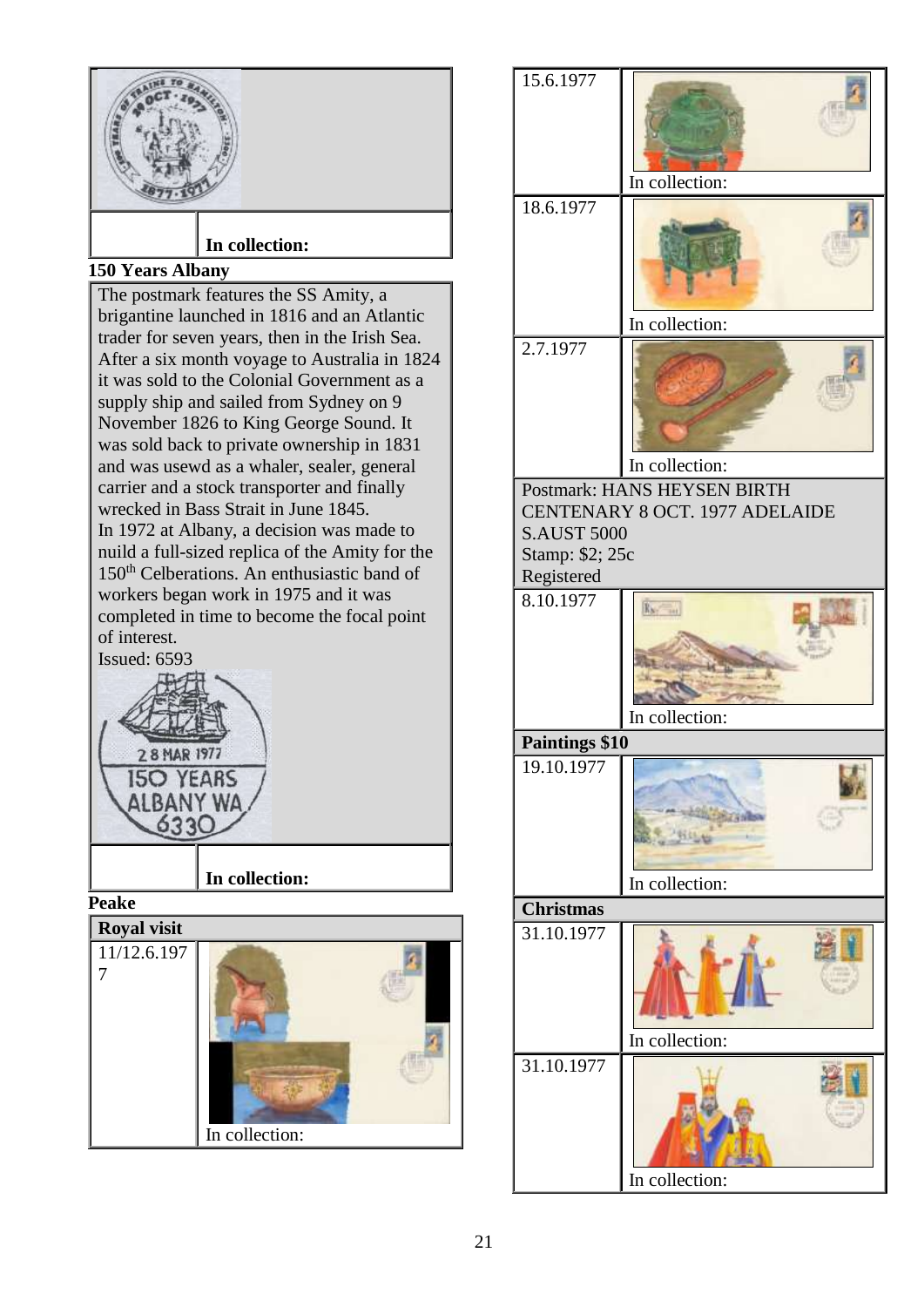| | In collection: |
|---|---|

**150 Years Albany**

The postmark features the SS Amity, a brigantine launched in 1816 and an Atlantic trader for seven years, then in the Irish Sea. After a six month voyage to Australia in 1824 it was sold to the Colonial Government as a supply ship and sailed from Sydney on 9 November 1826 to King George Sound. It was sold back to private ownership in 1831 and was usewd as a whaler, sealer, general carrier and a stock transporter and finally wrecked in Bass Strait in June 1845.
In 1972 at Albany, a decision was made to nuild a full-sized replica of the Amity for the 150[th] Celberations. An enthusiastic band of workers began work in 1975 and it was completed in time to become the focal point of interest.
Issued: 6593

| | In collection: |
|---|---|

**Peake**

| **Royal visit** | |
|---|---|
| 11/12.6.1977 | In collection: |
| 15.6.1977 | In collection: |
| 18.6.1977 | In collection: |
| 2.7.1977 | In collection: |
| Postmark: HANS HEYSEN BIRTH CENTENARY 8 OCT. 1977 ADELAIDE S.AUST 5000<br>Stamp: $2; 25c<br>Registered | |
| 8.10.1977 | In collection: |
| **Paintings $10** | |
| 19.10.1977 | In collection: |
| **Christmas** | |
| 31.10.1977 | In collection: |
| 31.10.1977 | In collection: |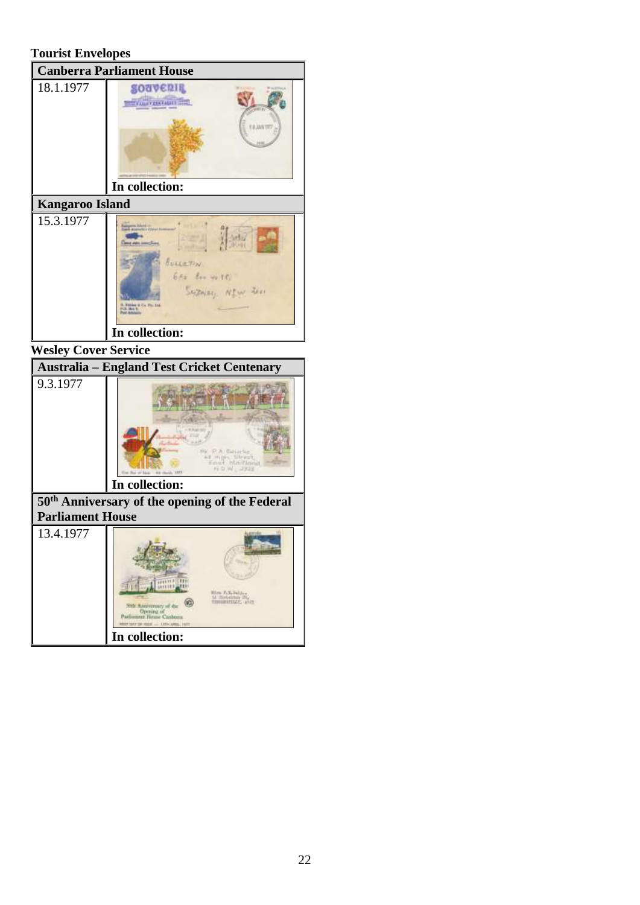**Tourist Envelopes**

| Canberra Parliament House | |
|---|---|
| 18.1.1977 | In collection: |

| Kangaroo Island | |
|---|---|
| 15.3.1977 | In collection: |

**Wesley Cover Service**

| Australia – England Test Cricket Centenary | |
|---|---|
| 9.3.1977 | In collection: |

| 50th Anniversary of the opening of the Federal Parliament House | |
|---|---|
| 13.4.1977 | In collection: |